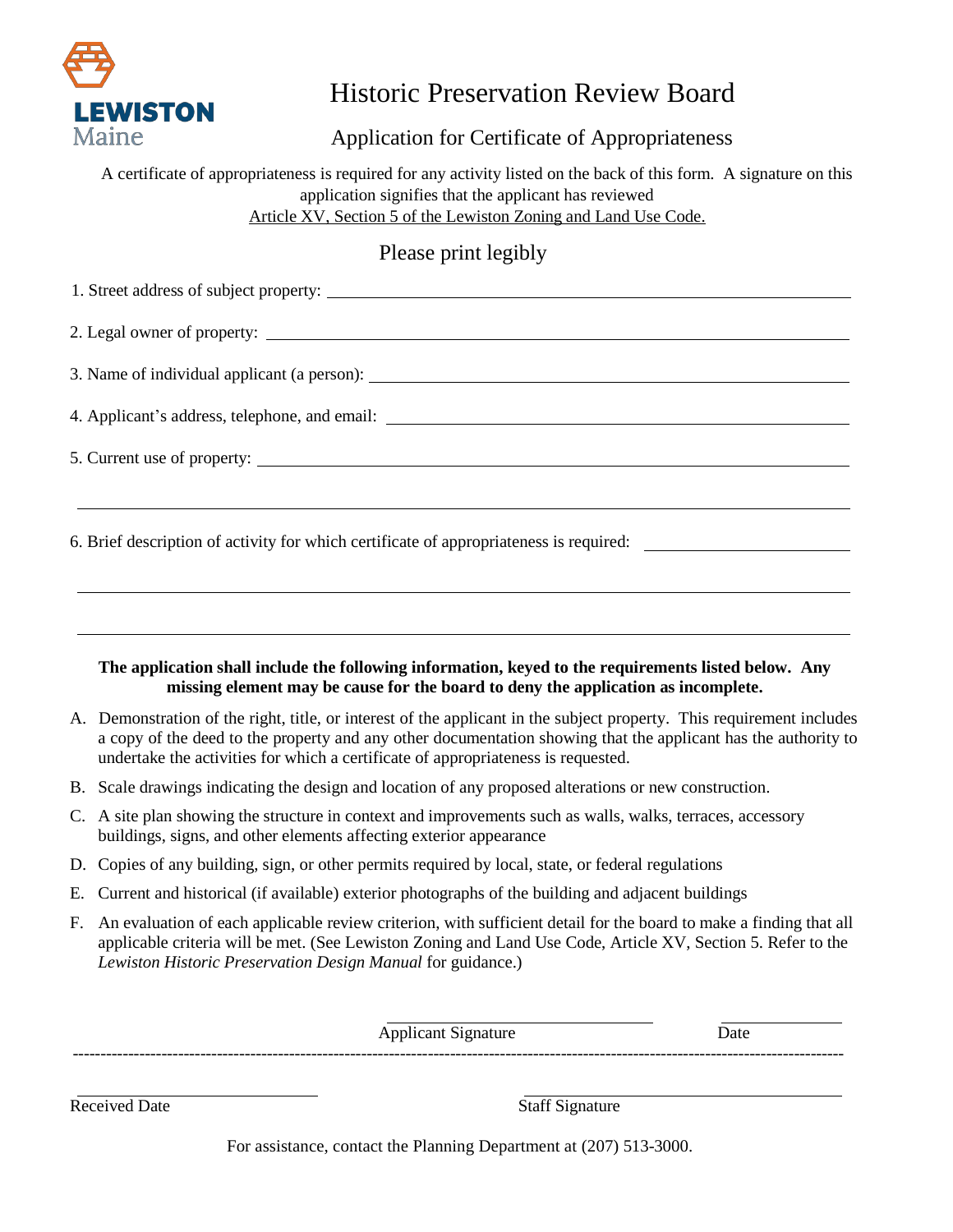LEWISTON
Maine

# Historic Preservation Review Board

## Application for Certificate of Appropriateness

A certificate of appropriateness is required for any activity listed on the back of this form. A signature on this application signifies that the applicant has reviewed Article XV, Section 5 of the Lewiston Zoning and Land Use Code.

Please print legibly

1. Street address of subject property: ______________________________

2. Legal owner of property: ______________________________

3. Name of individual applicant (a person): ______________________________

4. Applicant's address, telephone, and email: ______________________________

5. Current use of property: ______________________________

______________________________

6. Brief description of activity for which certificate of appropriateness is required: ______________________________

______________________________

______________________________

**The application shall include the following information, keyed to the requirements listed below. Any missing element may be cause for the board to deny the application as incomplete.**

A. Demonstration of the right, title, or interest of the applicant in the subject property. This requirement includes a copy of the deed to the property and any other documentation showing that the applicant has the authority to undertake the activities for which a certificate of appropriateness is requested.

B. Scale drawings indicating the design and location of any proposed alterations or new construction.

C. A site plan showing the structure in context and improvements such as walls, walks, terraces, accessory buildings, signs, and other elements affecting exterior appearance

D. Copies of any building, sign, or other permits required by local, state, or federal regulations

E. Current and historical (if available) exterior photographs of the building and adjacent buildings

F. An evaluation of each applicable review criterion, with sufficient detail for the board to make a finding that all applicable criteria will be met. (See Lewiston Zoning and Land Use Code, Article XV, Section 5. Refer to the *Lewiston Historic Preservation Design Manual* for guidance.)

______________________________ Applicant Signature ______________ Date

---

______________________________ Received Date ______________________________ Staff Signature

For assistance, contact the Planning Department at (207) 513-3000.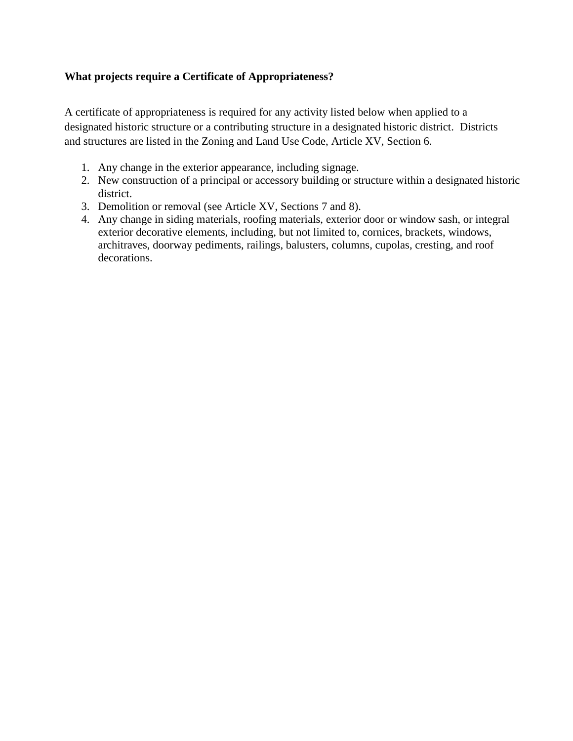**What projects require a Certificate of Appropriateness?**

A certificate of appropriateness is required for any activity listed below when applied to a designated historic structure or a contributing structure in a designated historic district. Districts and structures are listed in the Zoning and Land Use Code, Article XV, Section 6.

1. Any change in the exterior appearance, including signage.
2. New construction of a principal or accessory building or structure within a designated historic district.
3. Demolition or removal (see Article XV, Sections 7 and 8).
4. Any change in siding materials, roofing materials, exterior door or window sash, or integral exterior decorative elements, including, but not limited to, cornices, brackets, windows, architraves, doorway pediments, railings, balusters, columns, cupolas, cresting, and roof decorations.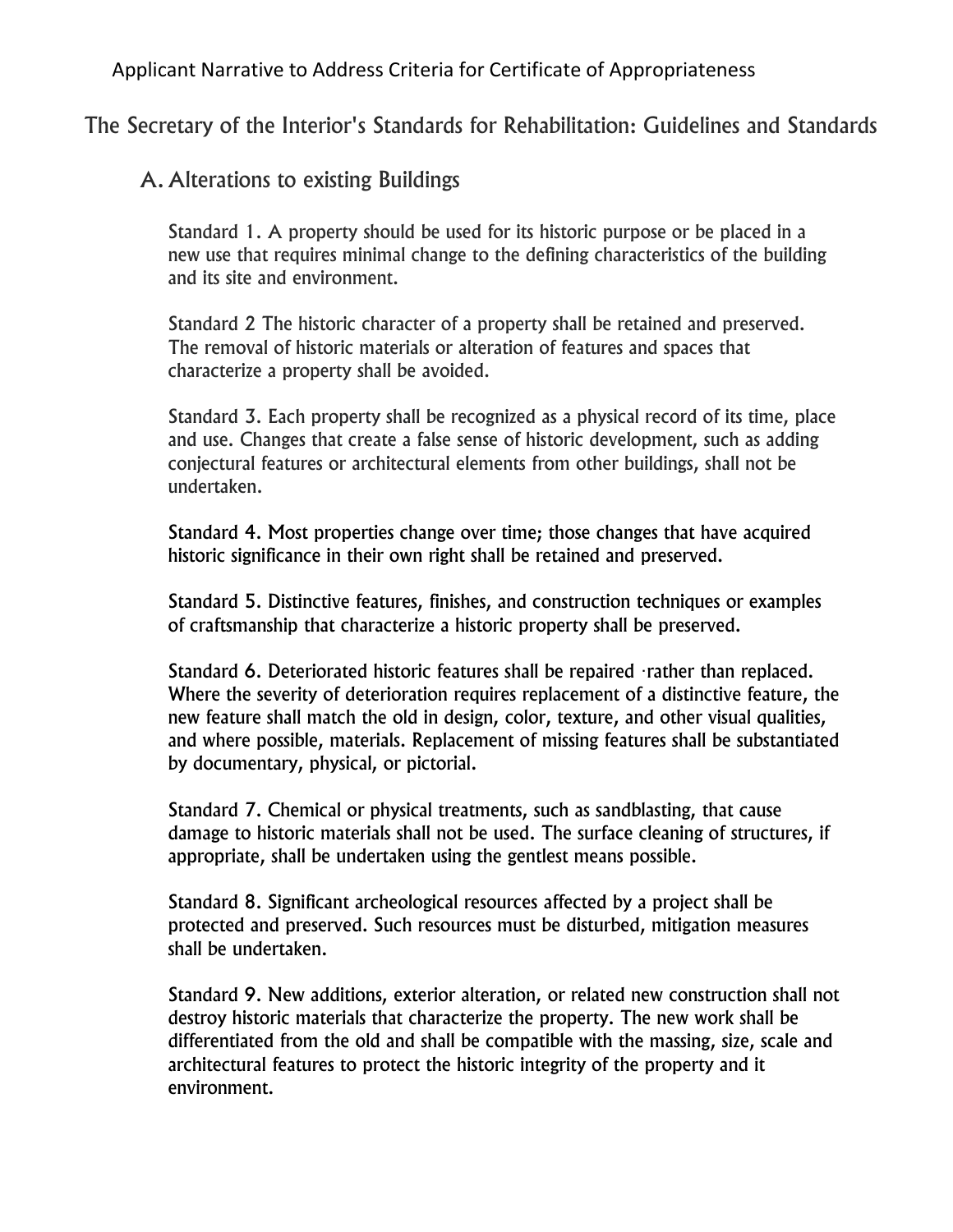Applicant Narrative to Address Criteria for Certificate of Appropriateness

## The Secretary of the Interior's Standards for Rehabilitation: Guidelines and Standards

### A. Alterations to existing Buildings

Standard 1. A property should be used for its historic purpose or be placed in a new use that requires minimal change to the defining characteristics of the building and its site and environment.

Standard 2 The historic character of a property shall be retained and preserved. The removal of historic materials or alteration of features and spaces that characterize a property shall be avoided.

Standard 3. Each property shall be recognized as a physical record of its time, place and use. Changes that create a false sense of historic development, such as adding conjectural features or architectural elements from other buildings, shall not be undertaken.

Standard 4. Most properties change over time; those changes that have acquired historic significance in their own right shall be retained and preserved.

Standard 5. Distinctive features, finishes, and construction techniques or examples of craftsmanship that characterize a historic property shall be preserved.

Standard 6. Deteriorated historic features shall be repaired ·rather than replaced. Where the severity of deterioration requires replacement of a distinctive feature, the new feature shall match the old in design, color, texture, and other visual qualities, and where possible, materials. Replacement of missing features shall be substantiated by documentary, physical, or pictorial.

Standard 7. Chemical or physical treatments, such as sandblasting, that cause damage to historic materials shall not be used. The surface cleaning of structures, if appropriate, shall be undertaken using the gentlest means possible.

Standard 8. Significant archeological resources affected by a project shall be protected and preserved. Such resources must be disturbed, mitigation measures shall be undertaken.

Standard 9. New additions, exterior alteration, or related new construction shall not destroy historic materials that characterize the property. The new work shall be differentiated from the old and shall be compatible with the massing, size, scale and architectural features to protect the historic integrity of the property and it environment.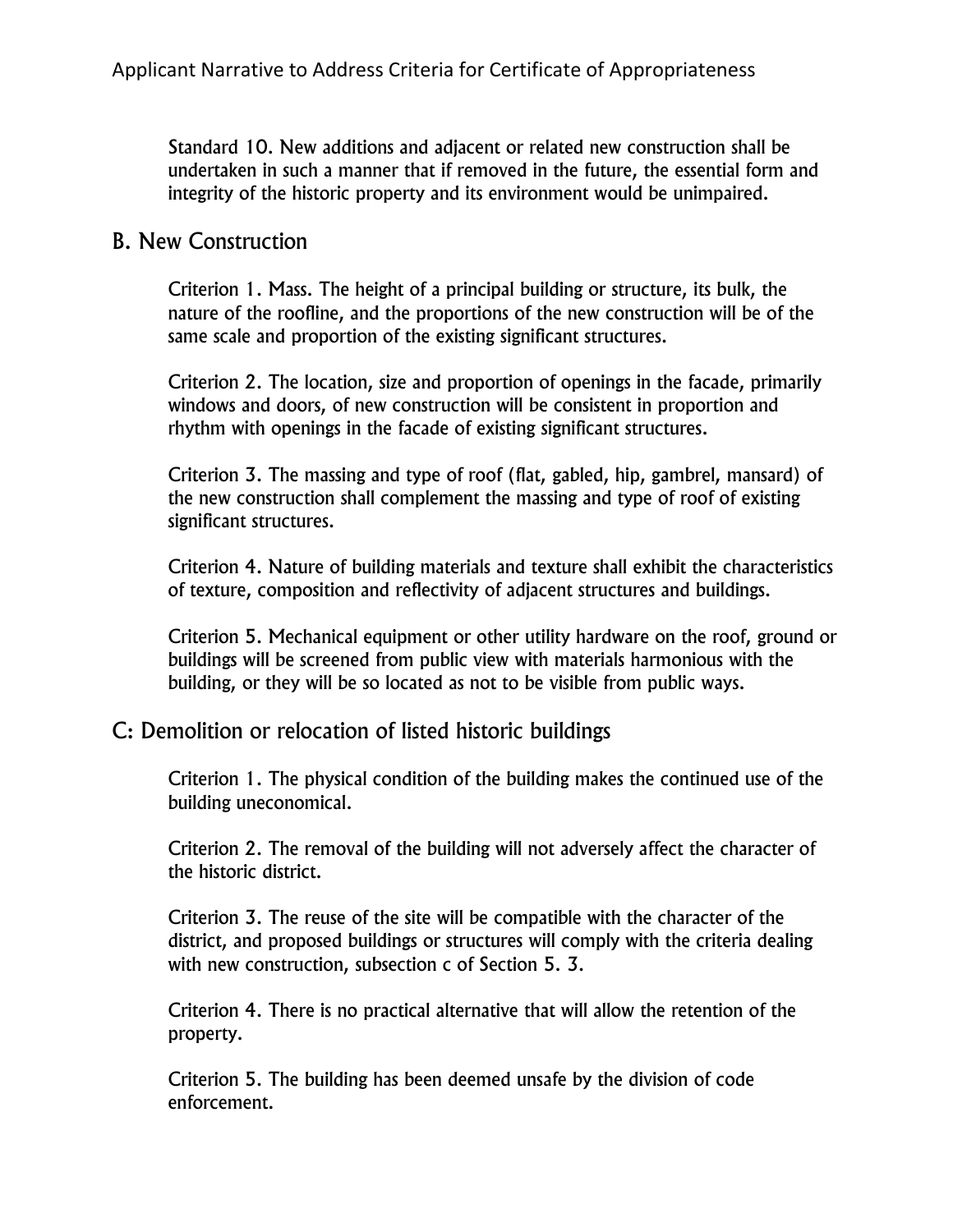Standard 10. New additions and adjacent or related new construction shall be undertaken in such a manner that if removed in the future, the essential form and integrity of the historic property and its environment would be unimpaired.

## B. New Construction

Criterion 1. Mass. The height of a principal building or structure, its bulk, the nature of the roofline, and the proportions of the new construction will be of the same scale and proportion of the existing significant structures.

Criterion 2. The location, size and proportion of openings in the facade, primarily windows and doors, of new construction will be consistent in proportion and rhythm with openings in the facade of existing significant structures.

Criterion 3. The massing and type of roof (flat, gabled, hip, gambrel, mansard) of the new construction shall complement the massing and type of roof of existing significant structures.

Criterion 4. Nature of building materials and texture shall exhibit the characteristics of texture, composition and reflectivity of adjacent structures and buildings.

Criterion 5. Mechanical equipment or other utility hardware on the roof, ground or buildings will be screened from public view with materials harmonious with the building, or they will be so located as not to be visible from public ways.

## C: Demolition or relocation of listed historic buildings

Criterion 1. The physical condition of the building makes the continued use of the building uneconomical.

Criterion 2. The removal of the building will not adversely affect the character of the historic district.

Criterion 3. The reuse of the site will be compatible with the character of the district, and proposed buildings or structures will comply with the criteria dealing with new construction, subsection c of Section 5. 3.

Criterion 4. There is no practical alternative that will allow the retention of the property.

Criterion 5. The building has been deemed unsafe by the division of code enforcement.